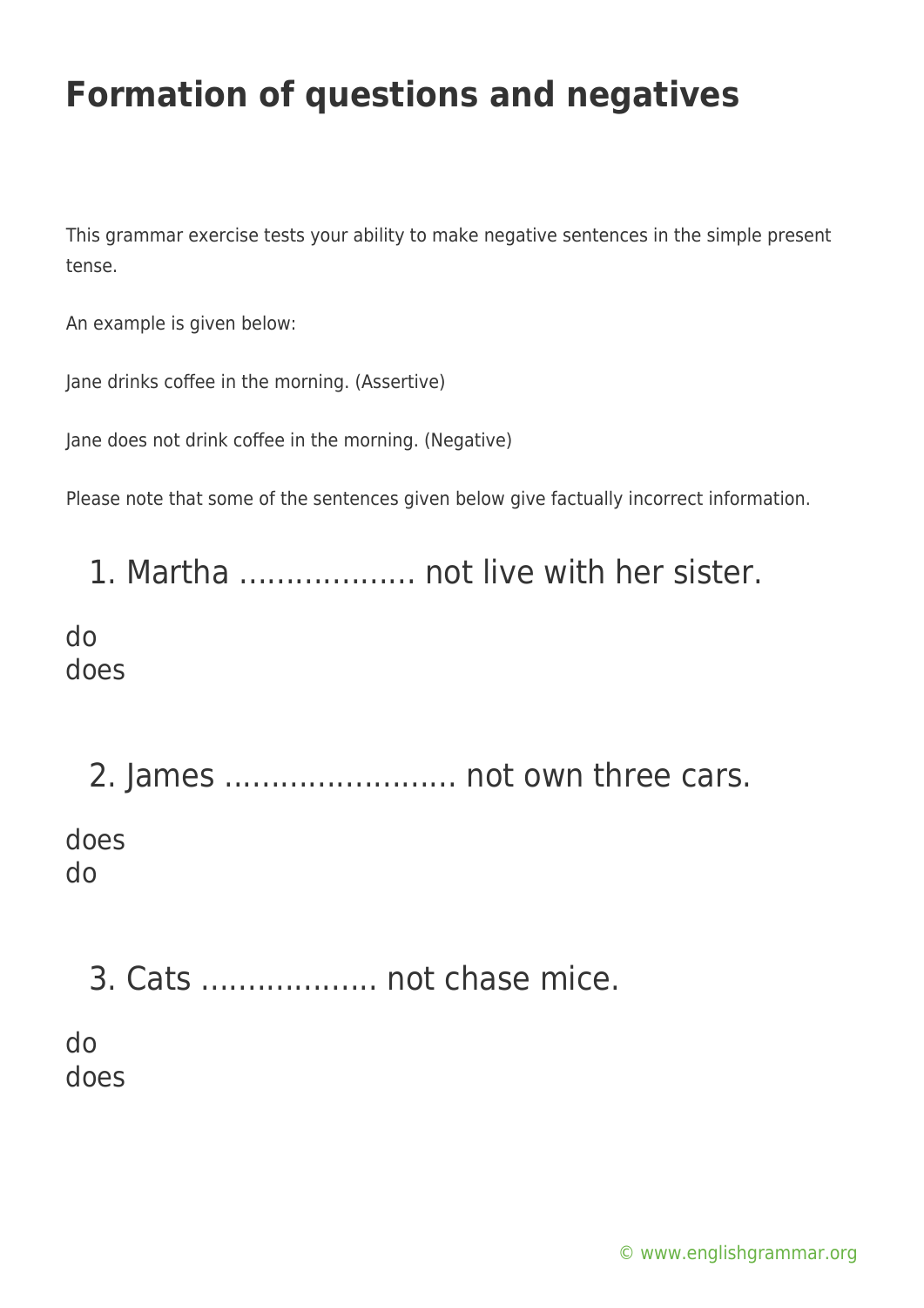# Formation of questions and negatives

This grammar exercise tests your ability to make negative sentences in the simple present tense.

An example is given below:

Jane drinks coffee in the morning. (Assertive)

Jane does not drink coffee in the morning. (Negative)

Please note that some of the sentences given below give factually incorrect information.

1. Martha ………………. not live with her sister.

do
does

2. James ……………………. not own three cars.

does
do

3. Cats ………………. not chase mice.

do
does

© www.englishgrammar.org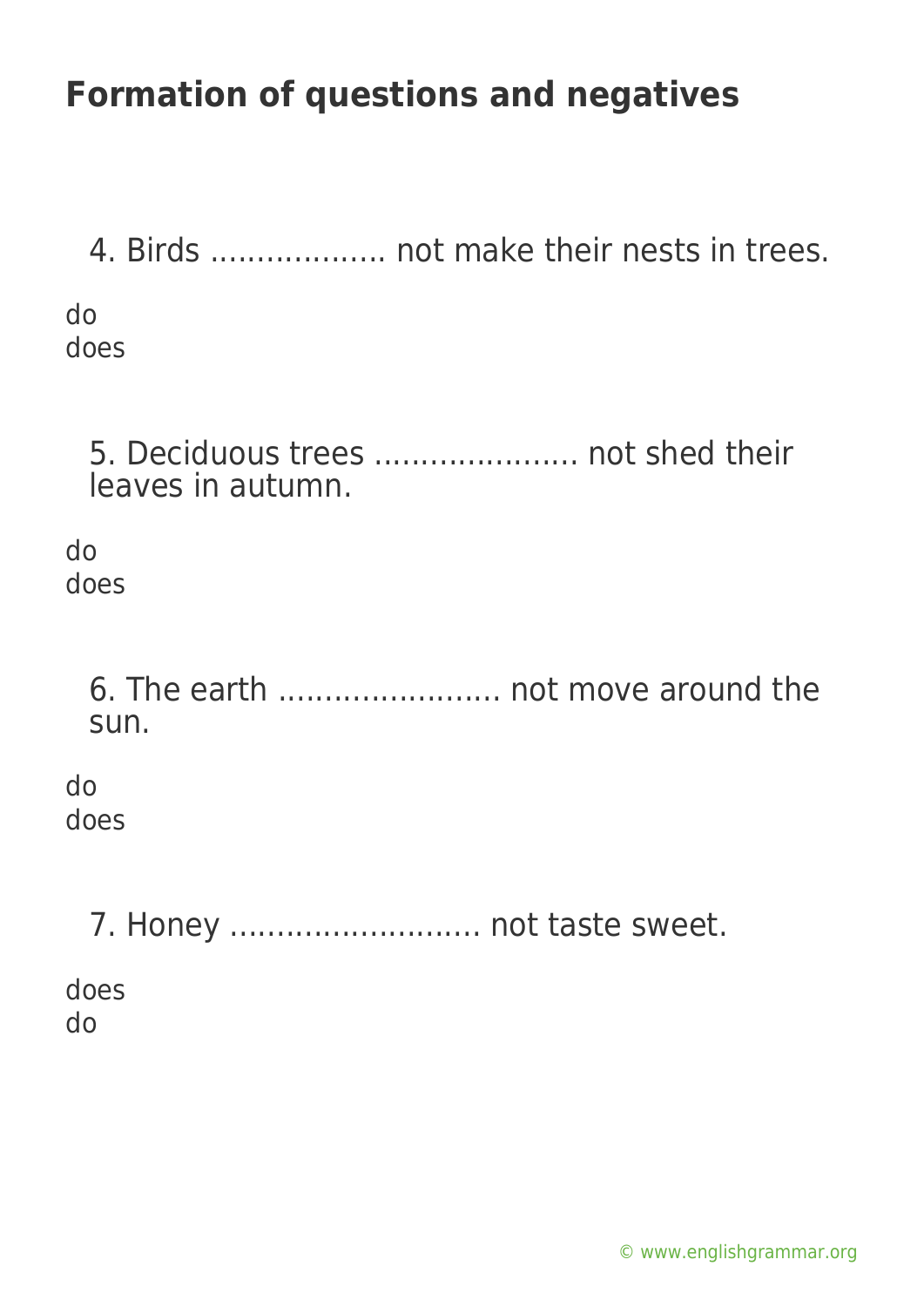# Formation of questions and negatives

4. Birds .................. not make their nests in trees.

do
does

5. Deciduous trees ..................... not shed their leaves in autumn.

do
does

6. The earth ....................... not move around the sun.

do
does

7. Honey .......................... not taste sweet.

does
do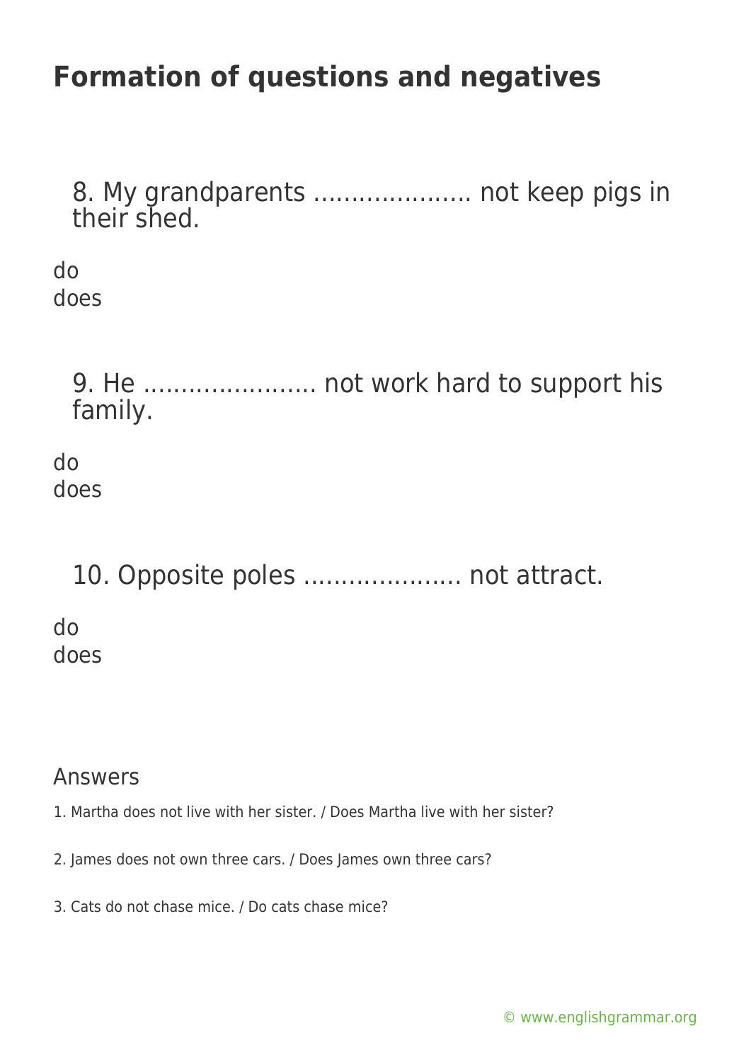# Formation of questions and negatives

8. My grandparents ………………… not keep pigs in their shed.

do
does

9. He ………………….. not work hard to support his family.

do
does

10. Opposite poles ………………… not attract.

do
does

Answers

1. Martha does not live with her sister. / Does Martha live with her sister?

2. James does not own three cars. / Does James own three cars?

3. Cats do not chase mice. / Do cats chase mice?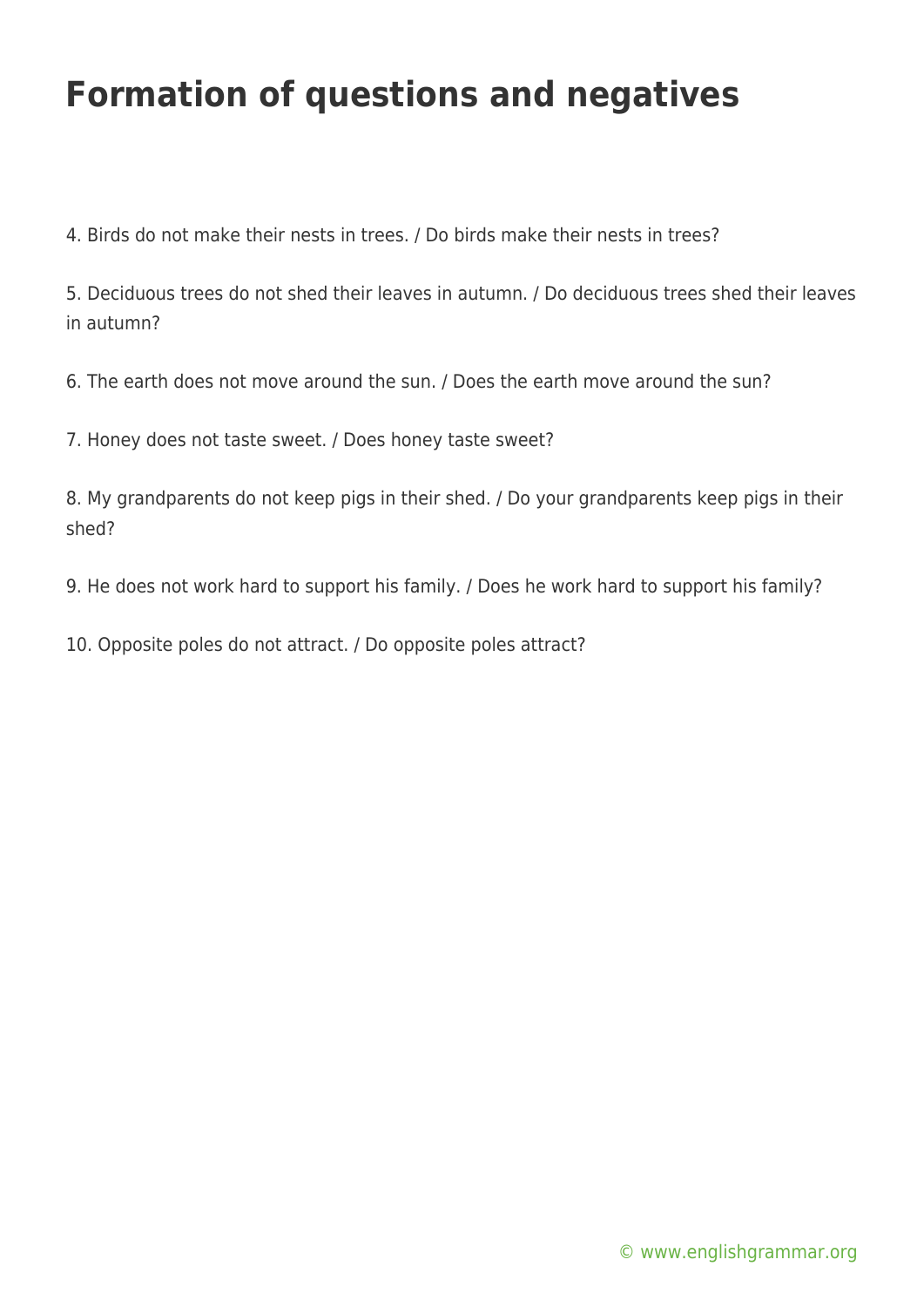# Formation of questions and negatives

4. Birds do not make their nests in trees. / Do birds make their nests in trees?

5. Deciduous trees do not shed their leaves in autumn. / Do deciduous trees shed their leaves in autumn?

6. The earth does not move around the sun. / Does the earth move around the sun?

7. Honey does not taste sweet. / Does honey taste sweet?

8. My grandparents do not keep pigs in their shed. / Do your grandparents keep pigs in their shed?

9. He does not work hard to support his family. / Does he work hard to support his family?

10. Opposite poles do not attract. / Do opposite poles attract?